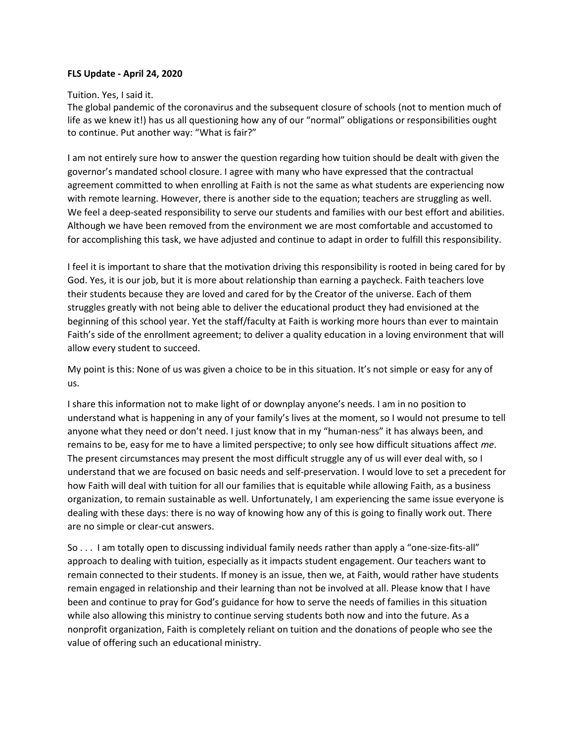**FLS Update - April 24, 2020**

Tuition. Yes, I said it.
The global pandemic of the coronavirus and the subsequent closure of schools (not to mention much of life as we knew it!) has us all questioning how any of our "normal" obligations or responsibilities ought to continue. Put another way: "What is fair?"

I am not entirely sure how to answer the question regarding how tuition should be dealt with given the governor's mandated school closure. I agree with many who have expressed that the contractual agreement committed to when enrolling at Faith is not the same as what students are experiencing now with remote learning. However, there is another side to the equation; teachers are struggling as well. We feel a deep-seated responsibility to serve our students and families with our best effort and abilities. Although we have been removed from the environment we are most comfortable and accustomed to for accomplishing this task, we have adjusted and continue to adapt in order to fulfill this responsibility.

I feel it is important to share that the motivation driving this responsibility is rooted in being cared for by God. Yes, it is our job, but it is more about relationship than earning a paycheck. Faith teachers love their students because they are loved and cared for by the Creator of the universe. Each of them struggles greatly with not being able to deliver the educational product they had envisioned at the beginning of this school year. Yet the staff/faculty at Faith is working more hours than ever to maintain Faith's side of the enrollment agreement; to deliver a quality education in a loving environment that will allow every student to succeed.

My point is this: None of us was given a choice to be in this situation. It's not simple or easy for any of us.

I share this information not to make light of or downplay anyone's needs. I am in no position to understand what is happening in any of your family's lives at the moment, so I would not presume to tell anyone what they need or don't need. I just know that in my "human-ness" it has always been, and remains to be, easy for me to have a limited perspective; to only see how difficult situations affect *me*. The present circumstances may present the most difficult struggle any of us will ever deal with, so I understand that we are focused on basic needs and self-preservation. I would love to set a precedent for how Faith will deal with tuition for all our families that is equitable while allowing Faith, as a business organization, to remain sustainable as well. Unfortunately, I am experiencing the same issue everyone is dealing with these days: there is no way of knowing how any of this is going to finally work out. There are no simple or clear-cut answers.

So . . . I am totally open to discussing individual family needs rather than apply a "one-size-fits-all" approach to dealing with tuition, especially as it impacts student engagement. Our teachers want to remain connected to their students. If money is an issue, then we, at Faith, would rather have students remain engaged in relationship and their learning than not be involved at all. Please know that I have been and continue to pray for God's guidance for how to serve the needs of families in this situation while also allowing this ministry to continue serving students both now and into the future. As a nonprofit organization, Faith is completely reliant on tuition and the donations of people who see the value of offering such an educational ministry.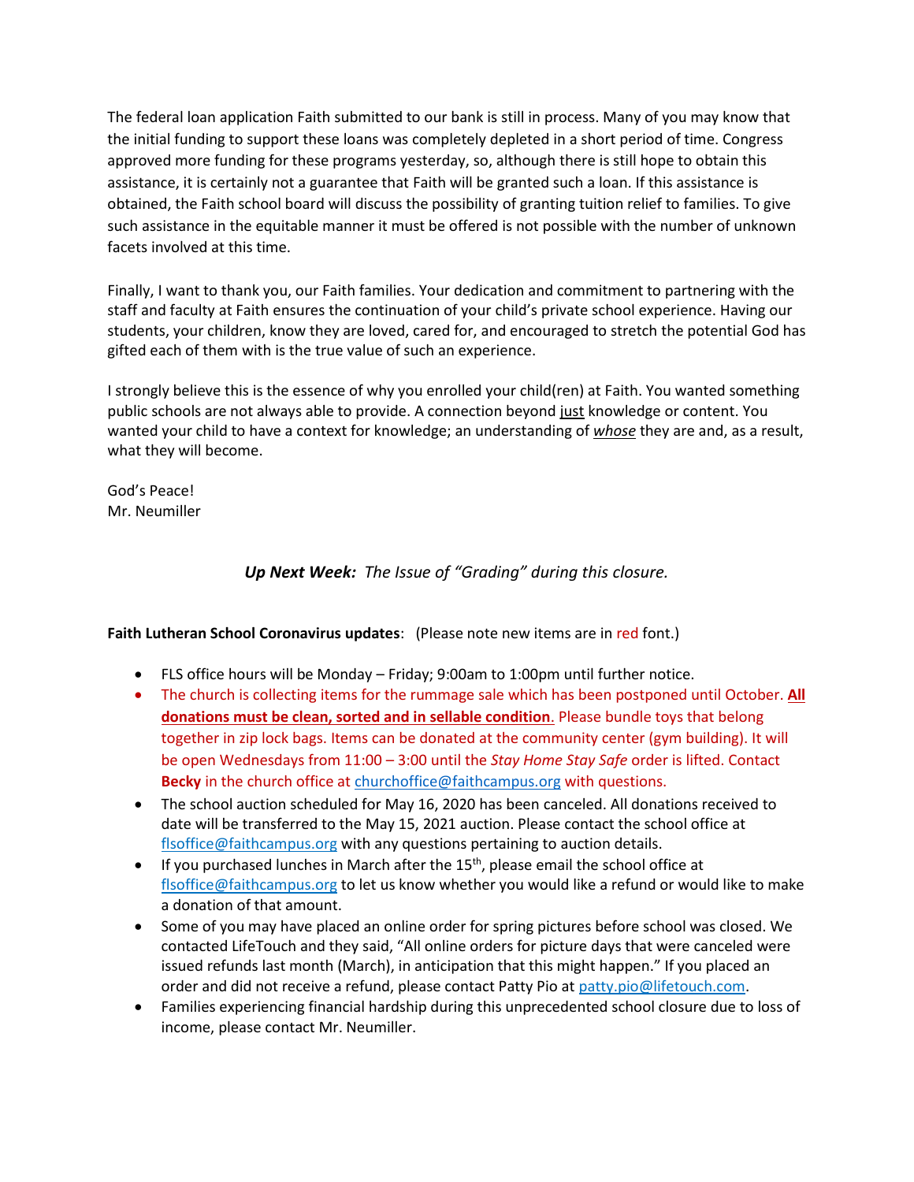The federal loan application Faith submitted to our bank is still in process. Many of you may know that the initial funding to support these loans was completely depleted in a short period of time. Congress approved more funding for these programs yesterday, so, although there is still hope to obtain this assistance, it is certainly not a guarantee that Faith will be granted such a loan. If this assistance is obtained, the Faith school board will discuss the possibility of granting tuition relief to families. To give such assistance in the equitable manner it must be offered is not possible with the number of unknown facets involved at this time.

Finally, I want to thank you, our Faith families. Your dedication and commitment to partnering with the staff and faculty at Faith ensures the continuation of your child's private school experience. Having our students, your children, know they are loved, cared for, and encouraged to stretch the potential God has gifted each of them with is the true value of such an experience.

I strongly believe this is the essence of why you enrolled your child(ren) at Faith. You wanted something public schools are not always able to provide. A connection beyond <u>just</u> knowledge or content. You wanted your child to have a context for knowledge; an understanding of <u>***whose***</u> they are and, as a result, what they will become.

God's Peace!
Mr. Neumiller

***Up Next Week:*** *The Issue of "Grading" during this closure.*

**Faith Lutheran School Coronavirus updates**: (Please note new items are in red font.)

- FLS office hours will be Monday – Friday; 9:00am to 1:00pm until further notice.
- The church is collecting items for the rummage sale which has been postponed until October. **<u>All donations must be clean, sorted and in sellable condition</u>**. Please bundle toys that belong together in zip lock bags. Items can be donated at the community center (gym building). It will be open Wednesdays from 11:00 – 3:00 until the *Stay Home Stay Safe* order is lifted. Contact **Becky** in the church office at churchoffice@faithcampus.org with questions.
- The school auction scheduled for May 16, 2020 has been canceled. All donations received to date will be transferred to the May 15, 2021 auction. Please contact the school office at flsoffice@faithcampus.org with any questions pertaining to auction details.
- If you purchased lunches in March after the 15th, please email the school office at flsoffice@faithcampus.org to let us know whether you would like a refund or would like to make a donation of that amount.
- Some of you may have placed an online order for spring pictures before school was closed. We contacted LifeTouch and they said, "All online orders for picture days that were canceled were issued refunds last month (March), in anticipation that this might happen." If you placed an order and did not receive a refund, please contact Patty Pio at patty.pio@lifetouch.com.
- Families experiencing financial hardship during this unprecedented school closure due to loss of income, please contact Mr. Neumiller.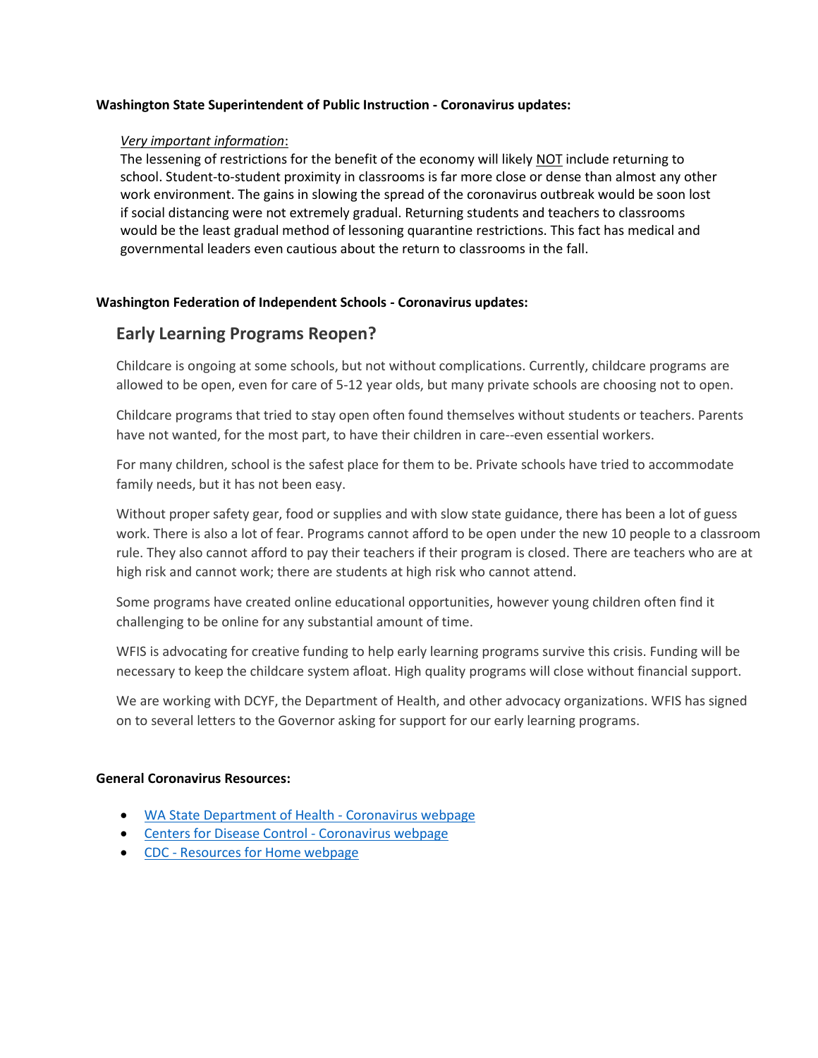**Washington State Superintendent of Public Instruction - Coronavirus updates:**

*Very important information*:

The lessening of restrictions for the benefit of the economy will likely NOT include returning to school. Student-to-student proximity in classrooms is far more close or dense than almost any other work environment. The gains in slowing the spread of the coronavirus outbreak would be soon lost if social distancing were not extremely gradual. Returning students and teachers to classrooms would be the least gradual method of lessoning quarantine restrictions. This fact has medical and governmental leaders even cautious about the return to classrooms in the fall.

**Washington Federation of Independent Schools - Coronavirus updates:**

## Early Learning Programs Reopen?

Childcare is ongoing at some schools, but not without complications. Currently, childcare programs are allowed to be open, even for care of 5-12 year olds, but many private schools are choosing not to open.

Childcare programs that tried to stay open often found themselves without students or teachers. Parents have not wanted, for the most part, to have their children in care--even essential workers.

For many children, school is the safest place for them to be. Private schools have tried to accommodate family needs, but it has not been easy.

Without proper safety gear, food or supplies and with slow state guidance, there has been a lot of guess work. There is also a lot of fear. Programs cannot afford to be open under the new 10 people to a classroom rule. They also cannot afford to pay their teachers if their program is closed. There are teachers who are at high risk and cannot work; there are students at high risk who cannot attend.

Some programs have created online educational opportunities, however young children often find it challenging to be online for any substantial amount of time.

WFIS is advocating for creative funding to help early learning programs survive this crisis. Funding will be necessary to keep the childcare system afloat. High quality programs will close without financial support.

We are working with DCYF, the Department of Health, and other advocacy organizations. WFIS has signed on to several letters to the Governor asking for support for our early learning programs.

**General Coronavirus Resources:**

- WA State Department of Health - Coronavirus webpage
- Centers for Disease Control - Coronavirus webpage
- CDC - Resources for Home webpage